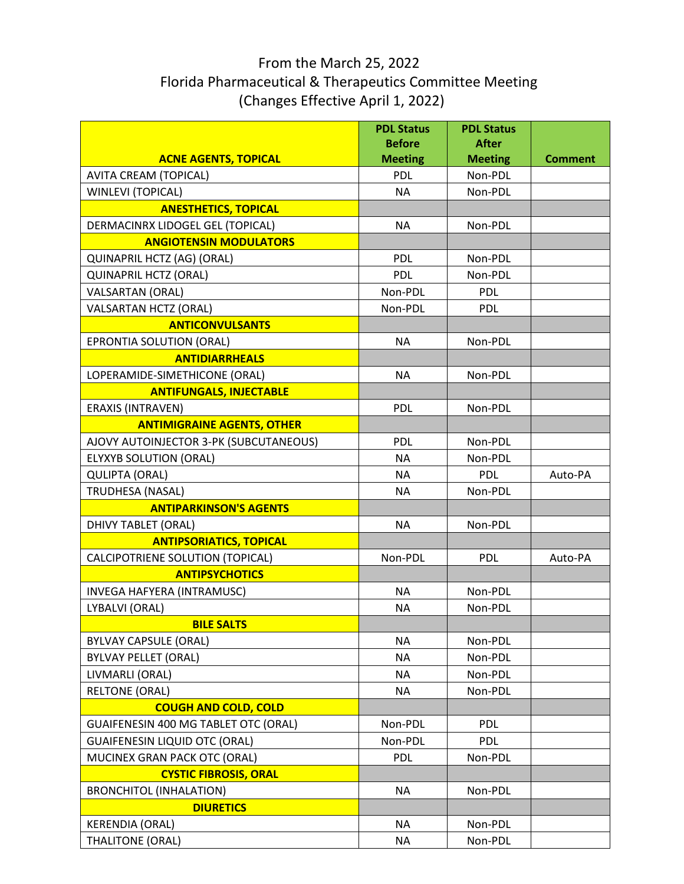# From the March 25, 2022
# Florida Pharmaceutical & Therapeutics Committee Meeting
# (Changes Effective April 1, 2022)

| ACNE AGENTS, TOPICAL | PDL Status Before Meeting | PDL Status After Meeting | Comment |
|---|---|---|---|
| AVITA CREAM (TOPICAL) | PDL | Non-PDL | |
| WINLEVI (TOPICAL) | NA | Non-PDL | |
| **ANESTHETICS, TOPICAL** | | | |
| DERMACINRX LIDOGEL GEL (TOPICAL) | NA | Non-PDL | |
| **ANGIOTENSIN MODULATORS** | | | |
| QUINAPRIL HCTZ (AG) (ORAL) | PDL | Non-PDL | |
| QUINAPRIL HCTZ (ORAL) | PDL | Non-PDL | |
| VALSARTAN (ORAL) | Non-PDL | PDL | |
| VALSARTAN HCTZ (ORAL) | Non-PDL | PDL | |
| **ANTICONVULSANTS** | | | |
| EPRONTIA SOLUTION (ORAL) | NA | Non-PDL | |
| **ANTIDIARRHEALS** | | | |
| LOPERAMIDE-SIMETHICONE (ORAL) | NA | Non-PDL | |
| **ANTIFUNGALS, INJECTABLE** | | | |
| ERAXIS (INTRAVEN) | PDL | Non-PDL | |
| **ANTIMIGRAINE AGENTS, OTHER** | | | |
| AJOVY AUTOINJECTOR 3-PK (SUBCUTANEOUS) | PDL | Non-PDL | |
| ELYXYB SOLUTION (ORAL) | NA | Non-PDL | |
| QULIPTA (ORAL) | NA | PDL | Auto-PA |
| TRUDHESA (NASAL) | NA | Non-PDL | |
| **ANTIPARKINSON'S AGENTS** | | | |
| DHIVY TABLET (ORAL) | NA | Non-PDL | |
| **ANTIPSORIATICS, TOPICAL** | | | |
| CALCIPOTRIENE SOLUTION (TOPICAL) | Non-PDL | PDL | Auto-PA |
| **ANTIPSYCHOTICS** | | | |
| INVEGA HAFYERA (INTRAMUSC) | NA | Non-PDL | |
| LYBALVI (ORAL) | NA | Non-PDL | |
| **BILE SALTS** | | | |
| BYLVAY CAPSULE (ORAL) | NA | Non-PDL | |
| BYLVAY PELLET (ORAL) | NA | Non-PDL | |
| LIVMARLI (ORAL) | NA | Non-PDL | |
| RELTONE (ORAL) | NA | Non-PDL | |
| **COUGH AND COLD, COLD** | | | |
| GUAIFENESIN 400 MG TABLET OTC (ORAL) | Non-PDL | PDL | |
| GUAIFENESIN LIQUID OTC (ORAL) | Non-PDL | PDL | |
| MUCINEX GRAN PACK OTC (ORAL) | PDL | Non-PDL | |
| **CYSTIC FIBROSIS, ORAL** | | | |
| BRONCHITOL (INHALATION) | NA | Non-PDL | |
| **DIURETICS** | | | |
| KERENDIA (ORAL) | NA | Non-PDL | |
| THALITONE (ORAL) | NA | Non-PDL | |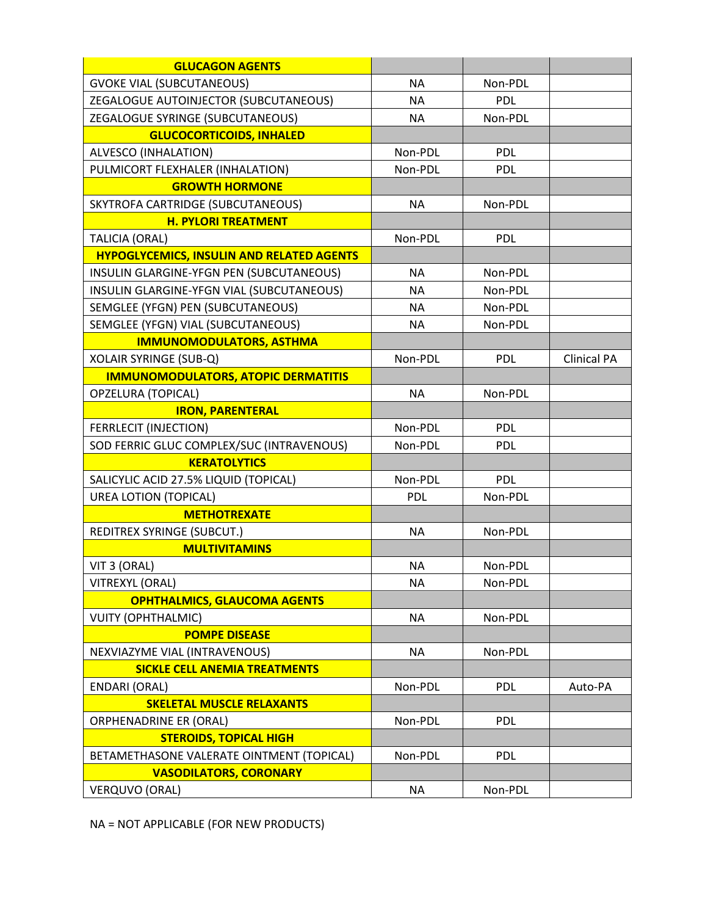| | | | |
|---|---|---|---|
| **GLUCAGON AGENTS** | | | |
| GVOKE VIAL (SUBCUTANEOUS) | NA | Non-PDL | |
| ZEGALOGUE AUTOINJECTOR (SUBCUTANEOUS) | NA | PDL | |
| ZEGALOGUE SYRINGE (SUBCUTANEOUS) | NA | Non-PDL | |
| **GLUCOCORTICOIDS, INHALED** | | | |
| ALVESCO (INHALATION) | Non-PDL | PDL | |
| PULMICORT FLEXHALER (INHALATION) | Non-PDL | PDL | |
| **GROWTH HORMONE** | | | |
| SKYTROFA CARTRIDGE (SUBCUTANEOUS) | NA | Non-PDL | |
| **H. PYLORI TREATMENT** | | | |
| TALICIA (ORAL) | Non-PDL | PDL | |
| **HYPOGLYCEMICS, INSULIN AND RELATED AGENTS** | | | |
| INSULIN GLARGINE-YFGN PEN (SUBCUTANEOUS) | NA | Non-PDL | |
| INSULIN GLARGINE-YFGN VIAL (SUBCUTANEOUS) | NA | Non-PDL | |
| SEMGLEE (YFGN) PEN (SUBCUTANEOUS) | NA | Non-PDL | |
| SEMGLEE (YFGN) VIAL (SUBCUTANEOUS) | NA | Non-PDL | |
| **IMMUNOMODULATORS, ASTHMA** | | | |
| XOLAIR SYRINGE (SUB-Q) | Non-PDL | PDL | Clinical PA |
| **IMMUNOMODULATORS, ATOPIC DERMATITIS** | | | |
| OPZELURA (TOPICAL) | NA | Non-PDL | |
| **IRON, PARENTERAL** | | | |
| FERRLECIT (INJECTION) | Non-PDL | PDL | |
| SOD FERRIC GLUC COMPLEX/SUC (INTRAVENOUS) | Non-PDL | PDL | |
| **KERATOLYTICS** | | | |
| SALICYLIC ACID 27.5% LIQUID (TOPICAL) | Non-PDL | PDL | |
| UREA LOTION (TOPICAL) | PDL | Non-PDL | |
| **METHOTREXATE** | | | |
| REDITREX SYRINGE (SUBCUT.) | NA | Non-PDL | |
| **MULTIVITAMINS** | | | |
| VIT 3 (ORAL) | NA | Non-PDL | |
| VITREXYL (ORAL) | NA | Non-PDL | |
| **OPHTHALMICS, GLAUCOMA AGENTS** | | | |
| VUITY (OPHTHALMIC) | NA | Non-PDL | |
| **POMPE DISEASE** | | | |
| NEXVIAZYME VIAL (INTRAVENOUS) | NA | Non-PDL | |
| **SICKLE CELL ANEMIA TREATMENTS** | | | |
| ENDARI (ORAL) | Non-PDL | PDL | Auto-PA |
| **SKELETAL MUSCLE RELAXANTS** | | | |
| ORPHENADRINE ER (ORAL) | Non-PDL | PDL | |
| **STEROIDS, TOPICAL HIGH** | | | |
| BETAMETHASONE VALERATE OINTMENT (TOPICAL) | Non-PDL | PDL | |
| **VASODILATORS, CORONARY** | | | |
| VERQUVO (ORAL) | NA | Non-PDL | |

NA = NOT APPLICABLE (FOR NEW PRODUCTS)